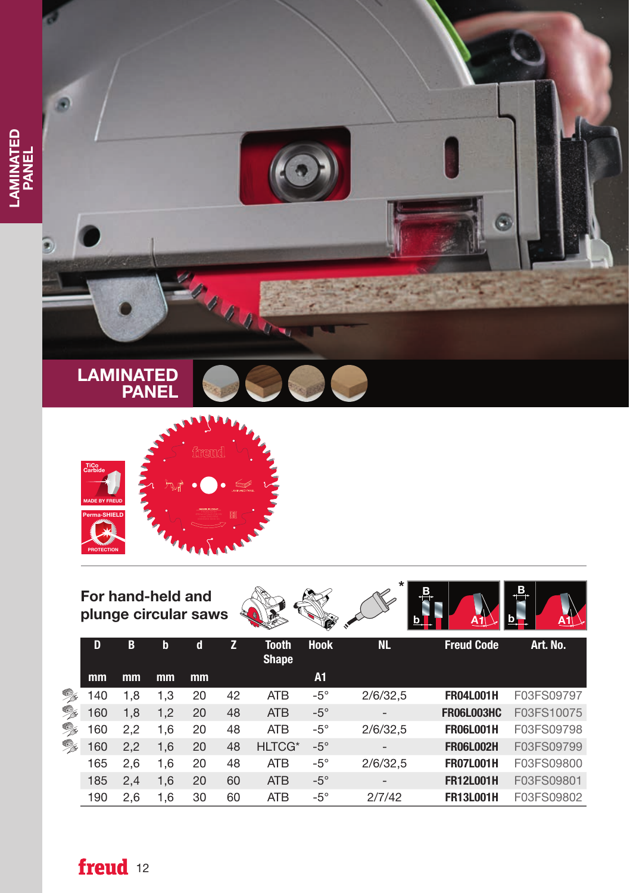# LAMINATED PANEL

TiCo Carbide
MADE BY FREUD

Perma-SHIELD
PROTECTION

## For hand-held and plunge circular saws

| D | B | b | d | Z | Tooth Shape | Hook | NL | Freud Code | Art. No. |
|---|---|---|---|---|---|---|---|---|---|
| mm | mm | mm | mm | | | A1 | | | |
| 140 | 1,8 | 1,3 | 20 | 42 | ATB | -5° | 2/6/32,5 | **FR04L001H** | F03FS09797 |
| 160 | 1,8 | 1,2 | 20 | 48 | ATB | -5° | - | **FR06L003HC** | F03FS10075 |
| 160 | 2,2 | 1,6 | 20 | 48 | ATB | -5° | 2/6/32,5 | **FR06L001H** | F03FS09798 |
| 160 | 2,2 | 1,6 | 20 | 48 | HLTCG* | -5° | - | **FR06L002H** | F03FS09799 |
| 165 | 2,6 | 1,6 | 20 | 48 | ATB | -5° | 2/6/32,5 | **FR07L001H** | F03FS09800 |
| 185 | 2,4 | 1,6 | 20 | 60 | ATB | -5° | - | **FR12L001H** | F03FS09801 |
| 190 | 2,6 | 1,6 | 30 | 60 | ATB | -5° | 2/7/42 | **FR13L001H** | F03FS09802 |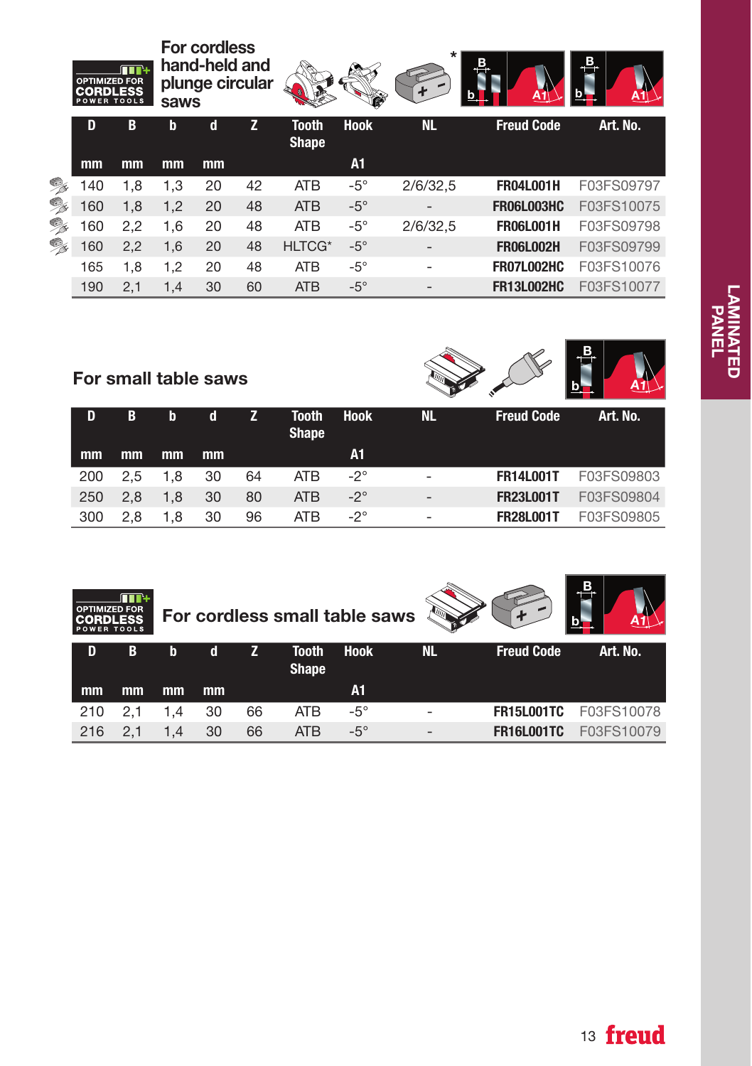OPTIMIZED FOR CORDLESS POWER TOOLS

## For cordless hand-held and plunge circular saws

*

| D | B | b | d | Z | Tooth Shape | Hook | NL | Freud Code | Art. No. |
|---|---|---|---|---|---|---|---|---|---|
| mm | mm | mm | mm | | | A1 | | | |
| 140 | 1,8 | 1,3 | 20 | 42 | ATB | -5° | 2/6/32,5 | **FR04L001H** | F03FS09797 |
| 160 | 1,8 | 1,2 | 20 | 48 | ATB | -5° | - | **FR06L003HC** | F03FS10075 |
| 160 | 2,2 | 1,6 | 20 | 48 | ATB | -5° | 2/6/32,5 | **FR06L001H** | F03FS09798 |
| 160 | 2,2 | 1,6 | 20 | 48 | HLTCG* | -5° | - | **FR06L002H** | F03FS09799 |
| 165 | 1,8 | 1,2 | 20 | 48 | ATB | -5° | - | **FR07L002HC** | F03FS10076 |
| 190 | 2,1 | 1,4 | 30 | 60 | ATB | -5° | - | **FR13L002HC** | F03FS10077 |

## For small table saws

| D | B | b | d | Z | Tooth Shape | Hook | NL | Freud Code | Art. No. |
|---|---|---|---|---|---|---|---|---|---|
| mm | mm | mm | mm | | | A1 | | | |
| 200 | 2,5 | 1,8 | 30 | 64 | ATB | -2° | - | **FR14L001T** | F03FS09803 |
| 250 | 2,8 | 1,8 | 30 | 80 | ATB | -2° | - | **FR23L001T** | F03FS09804 |
| 300 | 2,8 | 1,8 | 30 | 96 | ATB | -2° | - | **FR28L001T** | F03FS09805 |

OPTIMIZED FOR CORDLESS POWER TOOLS

## For cordless small table saws

| D | B | b | d | Z | Tooth Shape | Hook | NL | Freud Code | Art. No. |
|---|---|---|---|---|---|---|---|---|---|
| mm | mm | mm | mm | | | A1 | | | |
| 210 | 2,1 | 1,4 | 30 | 66 | ATB | -5° | - | **FR15L001TC** | F03FS10078 |
| 216 | 2,1 | 1,4 | 30 | 66 | ATB | -5° | - | **FR16L001TC** | F03FS10079 |